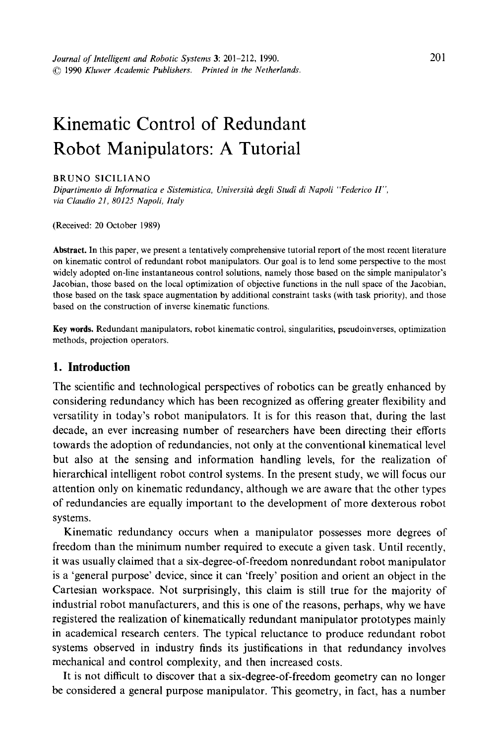# Kinematic Control of Redundant Robot Manipulators: A Tutorial

BRUNO SICILIANO

*Dipartimento di Informatica e Sistemistica, Università degli Studî di Napoli "Federico II", via Claudio 21, 80125 Napoli, Italy*

(Received: 20 October 1989)

**Abstract.** In this paper, we present a tentatively comprehensive tutorial report of the most recent literature on kinematic control of redundant robot manipulators. Our goal is to lend some perspective to the most widely adopted on-line instantaneous control solutions, namely those based on the simple manipulator's Jacobian, those based on the local optimization of objective functions in the null space of the Jacobian, those based on the task space augmentation by additional constraint tasks (with task priority), and those based on the construction of inverse kinematic functions.

**Key words.** Redundant manipulators, robot kinematic control, singularities, pseudoinverses, optimization methods, projection operators.

## 1. Introduction

The scientific and technological perspectives of robotics can be greatly enhanced by considering redundancy which has been recognized as offering greater flexibility and versatility in today's robot manipulators. It is for this reason that, during the last decade, an ever increasing number of researchers have been directing their efforts towards the adoption of redundancies, not only at the conventional kinematical level but also at the sensing and information handling levels, for the realization of hierarchical intelligent robot control systems. In the present study, we will focus our attention only on kinematic redundancy, although we are aware that the other types of redundancies are equally important to the development of more dexterous robot systems.

Kinematic redundancy occurs when a manipulator possesses more degrees of freedom than the minimum number required to execute a given task. Until recently, it was usually claimed that a six-degree-of-freedom nonredundant robot manipulator is a 'general purpose' device, since it can 'freely' position and orient an object in the Cartesian workspace. Not surprisingly, this claim is still true for the majority of industrial robot manufacturers, and this is one of the reasons, perhaps, why we have registered the realization of kinematically redundant manipulator prototypes mainly in academical research centers. The typical reluctance to produce redundant robot systems observed in industry finds its justifications in that redundancy involves mechanical and control complexity, and then increased costs.

It is not difficult to discover that a six-degree-of-freedom geometry can no longer be considered a general purpose manipulator. This geometry, in fact, has a number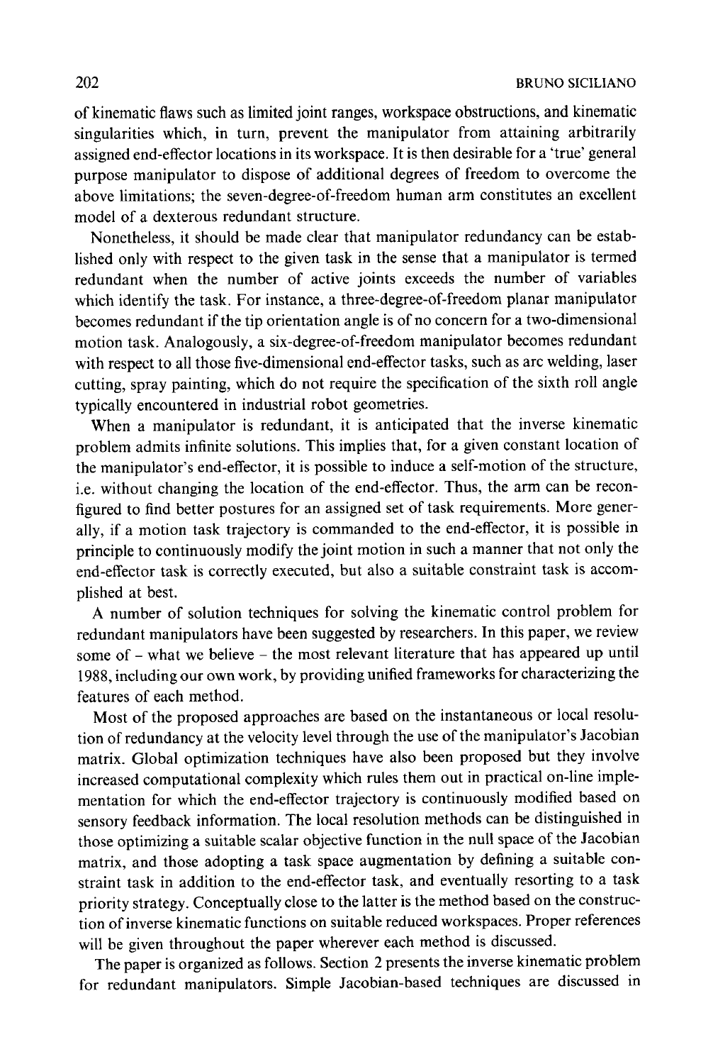of kinematic flaws such as limited joint ranges, workspace obstructions, and kinematic singularities which, in turn, prevent the manipulator from attaining arbitrarily assigned end-effector locations in its workspace. It is then desirable for a 'true' general purpose manipulator to dispose of additional degrees of freedom to overcome the above limitations; the seven-degree-of-freedom human arm constitutes an excellent model of a dexterous redundant structure.

Nonetheless, it should be made clear that manipulator redundancy can be established only with respect to the given task in the sense that a manipulator is termed redundant when the number of active joints exceeds the number of variables which identify the task. For instance, a three-degree-of-freedom planar manipulator becomes redundant if the tip orientation angle is of no concern for a two-dimensional motion task. Analogously, a six-degree-of-freedom manipulator becomes redundant with respect to all those five-dimensional end-effector tasks, such as arc welding, laser cutting, spray painting, which do not require the specification of the sixth roll angle typically encountered in industrial robot geometries.

When a manipulator is redundant, it is anticipated that the inverse kinematic problem admits infinite solutions. This implies that, for a given constant location of the manipulator's end-effector, it is possible to induce a self-motion of the structure, i.e. without changing the location of the end-effector. Thus, the arm can be reconfigured to find better postures for an assigned set of task requirements. More generally, if a motion task trajectory is commanded to the end-effector, it is possible in principle to continuously modify the joint motion in such a manner that not only the end-effector task is correctly executed, but also a suitable constraint task is accomplished at best.

A number of solution techniques for solving the kinematic control problem for redundant manipulators have been suggested by researchers. In this paper, we review some of – what we believe – the most relevant literature that has appeared up until 1988, including our own work, by providing unified frameworks for characterizing the features of each method.

Most of the proposed approaches are based on the instantaneous or local resolution of redundancy at the velocity level through the use of the manipulator's Jacobian matrix. Global optimization techniques have also been proposed but they involve increased computational complexity which rules them out in practical on-line implementation for which the end-effector trajectory is continuously modified based on sensory feedback information. The local resolution methods can be distinguished in those optimizing a suitable scalar objective function in the null space of the Jacobian matrix, and those adopting a task space augmentation by defining a suitable constraint task in addition to the end-effector task, and eventually resorting to a task priority strategy. Conceptually close to the latter is the method based on the construction of inverse kinematic functions on suitable reduced workspaces. Proper references will be given throughout the paper wherever each method is discussed.

The paper is organized as follows. Section 2 presents the inverse kinematic problem for redundant manipulators. Simple Jacobian-based techniques are discussed in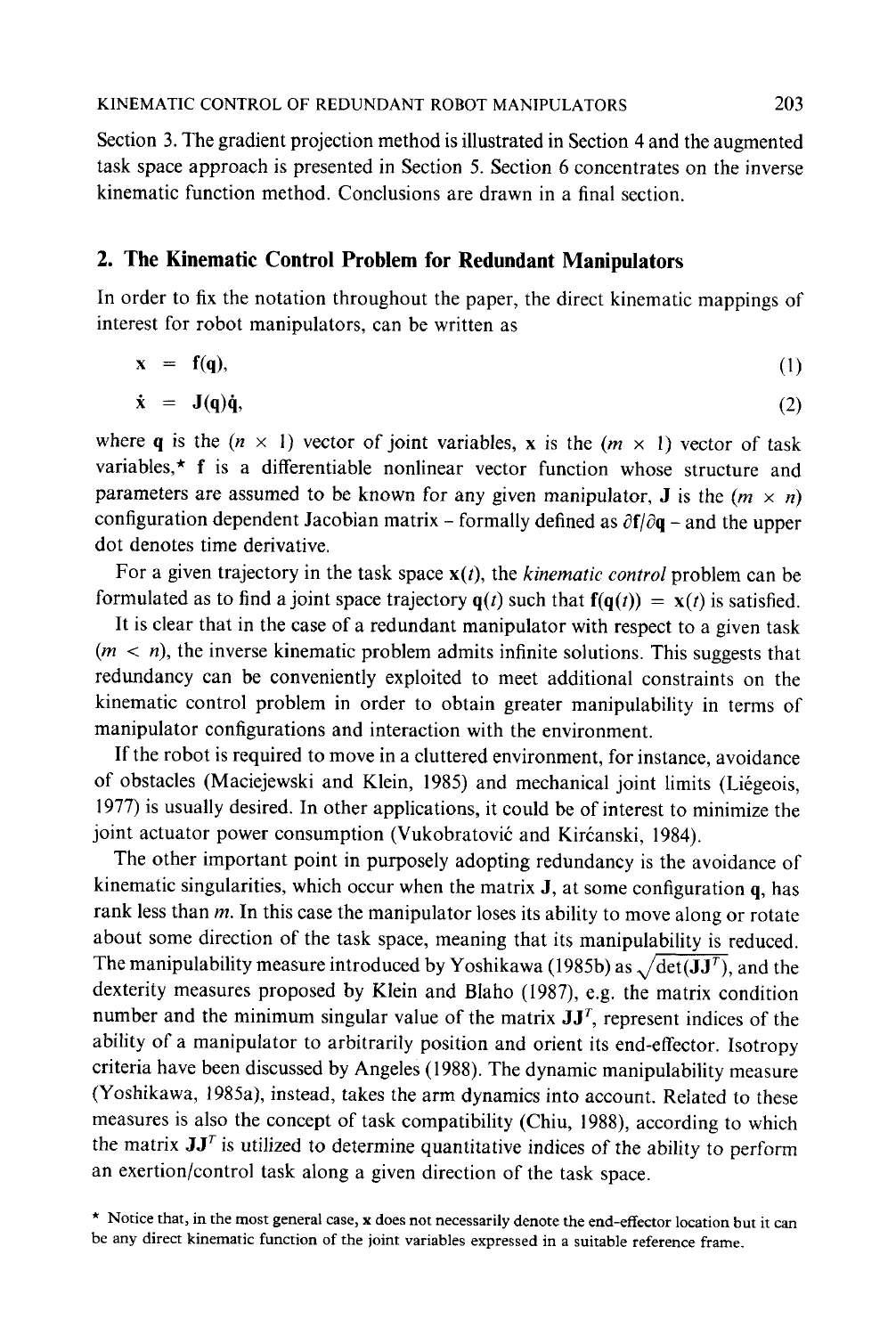Section 3. The gradient projection method is illustrated in Section 4 and the augmented task space approach is presented in Section 5. Section 6 concentrates on the inverse kinematic function method. Conclusions are drawn in a final section.

## 2. The Kinematic Control Problem for Redundant Manipulators

In order to fix the notation throughout the paper, the direct kinematic mappings of interest for robot manipulators, can be written as

$$\mathbf{x} = \mathbf{f}(\mathbf{q}), \tag{1}$$

$$\dot{\mathbf{x}} = \mathbf{J}(\mathbf{q})\dot{\mathbf{q}}, \tag{2}$$

where $\mathbf{q}$ is the $(n \times 1)$ vector of joint variables, $\mathbf{x}$ is the $(m \times 1)$ vector of task variables,* $\mathbf{f}$ is a differentiable nonlinear vector function whose structure and parameters are assumed to be known for any given manipulator, $\mathbf{J}$ is the $(m \times n)$ configuration dependent Jacobian matrix – formally defined as $\partial\mathbf{f}/\partial\mathbf{q}$ – and the upper dot denotes time derivative.

For a given trajectory in the task space $\mathbf{x}(t)$, the *kinematic control* problem can be formulated as to find a joint space trajectory $\mathbf{q}(t)$ such that $\mathbf{f}(\mathbf{q}(t)) = \mathbf{x}(t)$ is satisfied.

It is clear that in the case of a redundant manipulator with respect to a given task $(m < n)$, the inverse kinematic problem admits infinite solutions. This suggests that redundancy can be conveniently exploited to meet additional constraints on the kinematic control problem in order to obtain greater manipulability in terms of manipulator configurations and interaction with the environment.

If the robot is required to move in a cluttered environment, for instance, avoidance of obstacles (Maciejewski and Klein, 1985) and mechanical joint limits (Liégeois, 1977) is usually desired. In other applications, it could be of interest to minimize the joint actuator power consumption (Vukobratović and Kirćanski, 1984).

The other important point in purposely adopting redundancy is the avoidance of kinematic singularities, which occur when the matrix $\mathbf{J}$, at some configuration $\mathbf{q}$, has rank less than $m$. In this case the manipulator loses its ability to move along or rotate about some direction of the task space, meaning that its manipulability is reduced. The manipulability measure introduced by Yoshikawa (1985b) as $\sqrt{\det(\mathbf{J}\mathbf{J}^T)}$, and the dexterity measures proposed by Klein and Blaho (1987), e.g. the matrix condition number and the minimum singular value of the matrix $\mathbf{J}\mathbf{J}^T$, represent indices of the ability of a manipulator to arbitrarily position and orient its end-effector. Isotropy criteria have been discussed by Angeles (1988). The dynamic manipulability measure (Yoshikawa, 1985a), instead, takes the arm dynamics into account. Related to these measures is also the concept of task compatibility (Chiu, 1988), according to which the matrix $\mathbf{J}\mathbf{J}^T$ is utilized to determine quantitative indices of the ability to perform an exertion/control task along a given direction of the task space.

* Notice that, in the most general case, $\mathbf{x}$ does not necessarily denote the end-effector location but it can be any direct kinematic function of the joint variables expressed in a suitable reference frame.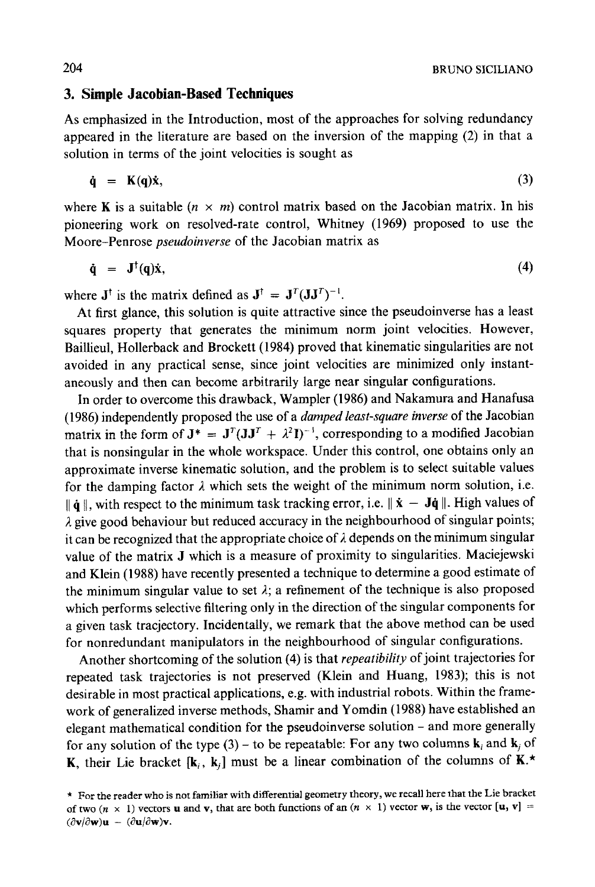## 3. Simple Jacobian-Based Techniques

As emphasized in the Introduction, most of the approaches for solving redundancy appeared in the literature are based on the inversion of the mapping (2) in that a solution in terms of the joint velocities is sought as

$$\dot{\mathbf{q}} = \mathbf{K}(\mathbf{q})\dot{\mathbf{x}}, \tag{3}$$

where $\mathbf{K}$ is a suitable $(n \times m)$ control matrix based on the Jacobian matrix. In his pioneering work on resolved-rate control, Whitney (1969) proposed to use the Moore–Penrose *pseudoinverse* of the Jacobian matrix as

$$\dot{\mathbf{q}} = \mathbf{J}^{\dagger}(\mathbf{q})\dot{\mathbf{x}}, \tag{4}$$

where $\mathbf{J}^{\dagger}$ is the matrix defined as $\mathbf{J}^{\dagger} = \mathbf{J}^{T}(\mathbf{J}\mathbf{J}^{T})^{-1}$.

At first glance, this solution is quite attractive since the pseudoinverse has a least squares property that generates the minimum norm joint velocities. However, Baillieul, Hollerback and Brockett (1984) proved that kinematic singularities are not avoided in any practical sense, since joint velocities are minimized only instantaneously and then can become arbitrarily large near singular configurations.

In order to overcome this drawback, Wampler (1986) and Nakamura and Hanafusa (1986) independently proposed the use of a *damped least-square inverse* of the Jacobian matrix in the form of $\mathbf{J}^{*} = \mathbf{J}^{T}(\mathbf{J}\mathbf{J}^{T} + \lambda^{2}\mathbf{I})^{-1}$, corresponding to a modified Jacobian that is nonsingular in the whole workspace. Under this control, one obtains only an approximate inverse kinematic solution, and the problem is to select suitable values for the damping factor $\lambda$ which sets the weight of the minimum norm solution, i.e. $\| \dot{\mathbf{q}} \|$, with respect to the minimum task tracking error, i.e. $\| \dot{\mathbf{x}} - \mathbf{J}\dot{\mathbf{q}} \|$. High values of $\lambda$ give good behaviour but reduced accuracy in the neighbourhood of singular points; it can be recognized that the appropriate choice of $\lambda$ depends on the minimum singular value of the matrix $\mathbf{J}$ which is a measure of proximity to singularities. Maciejewski and Klein (1988) have recently presented a technique to determine a good estimate of the minimum singular value to set $\lambda$; a refinement of the technique is also proposed which performs selective filtering only in the direction of the singular components for a given task tracjectory. Incidentally, we remark that the above method can be used for nonredundant manipulators in the neighbourhood of singular configurations.

Another shortcoming of the solution (4) is that *repeatibility* of joint trajectories for repeated task trajectories is not preserved (Klein and Huang, 1983); this is not desirable in most practical applications, e.g. with industrial robots. Within the framework of generalized inverse methods, Shamir and Yomdin (1988) have established an elegant mathematical condition for the pseudoinverse solution – and more generally for any solution of the type (3) – to be repeatable: For any two columns $\mathbf{k}_i$ and $\mathbf{k}_j$ of $\mathbf{K}$, their Lie bracket $[\mathbf{k}_i, \mathbf{k}_j]$ must be a linear combination of the columns of $\mathbf{K}$.*

\* For the reader who is not familiar with differential geometry theory, we recall here that the Lie bracket of two $(n \times 1)$ vectors $\mathbf{u}$ and $\mathbf{v}$, that are both functions of an $(n \times 1)$ vector $\mathbf{w}$, is the vector $[\mathbf{u}, \mathbf{v}] = (\partial \mathbf{v}/\partial \mathbf{w})\mathbf{u} - (\partial \mathbf{u}/\partial \mathbf{w})\mathbf{v}$.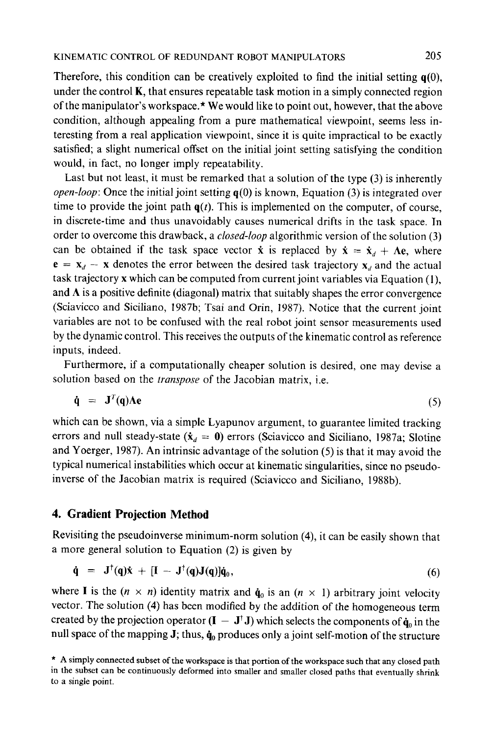Therefore, this condition can be creatively exploited to find the initial setting $\mathbf{q}(0)$, under the control $\mathbf{K}$, that ensures repeatable task motion in a simply connected region of the manipulator's workspace.* We would like to point out, however, that the above condition, although appealing from a pure mathematical viewpoint, seems less interesting from a real application viewpoint, since it is quite impractical to be exactly satisfied; a slight numerical offset on the initial joint setting satisfying the condition would, in fact, no longer imply repeatability.

Last but not least, it must be remarked that a solution of the type (3) is inherently *open-loop*: Once the initial joint setting $\mathbf{q}(0)$ is known, Equation (3) is integrated over time to provide the joint path $\mathbf{q}(t)$. This is implemented on the computer, of course, in discrete-time and thus unavoidably causes numerical drifts in the task space. In order to overcome this drawback, a *closed-loop* algorithmic version of the solution (3) can be obtained if the task space vector $\dot{\mathbf{x}}$ is replaced by $\dot{\mathbf{x}} = \dot{\mathbf{x}}_d + \mathbf{\Lambda e}$, where $\mathbf{e} = \mathbf{x}_d - \mathbf{x}$ denotes the error between the desired task trajectory $\mathbf{x}_d$ and the actual task trajectory $\mathbf{x}$ which can be computed from current joint variables via Equation (1), and $\mathbf{\Lambda}$ is a positive definite (diagonal) matrix that suitably shapes the error convergence (Sciavicco and Siciliano, 1987b; Tsai and Orin, 1987). Notice that the current joint variables are not to be confused with the real robot joint sensor measurements used by the dynamic control. This receives the outputs of the kinematic control as reference inputs, indeed.

Furthermore, if a computationally cheaper solution is desired, one may devise a solution based on the *transpose* of the Jacobian matrix, i.e.

$$\dot{\mathbf{q}} = \mathbf{J}^T(\mathbf{q})\mathbf{\Lambda e} \tag{5}$$

which can be shown, via a simple Lyapunov argument, to guarantee limited tracking errors and null steady-state ($\dot{\mathbf{x}}_d = \mathbf{0}$) errors (Sciavicco and Siciliano, 1987a; Slotine and Yoerger, 1987). An intrinsic advantage of the solution (5) is that it may avoid the typical numerical instabilities which occur at kinematic singularities, since no pseudoinverse of the Jacobian matrix is required (Sciavicco and Siciliano, 1988b).

## 4. Gradient Projection Method

Revisiting the pseudoinverse minimum-norm solution (4), it can be easily shown that a more general solution to Equation (2) is given by

$$\dot{\mathbf{q}} = \mathbf{J}^{\dagger}(\mathbf{q})\dot{\mathbf{x}} + [\mathbf{I} - \mathbf{J}^{\dagger}(\mathbf{q})\mathbf{J}(\mathbf{q})]\dot{\mathbf{q}}_0, \tag{6}$$

where $\mathbf{I}$ is the $(n \times n)$ identity matrix and $\dot{\mathbf{q}}_0$ is an $(n \times 1)$ arbitrary joint velocity vector. The solution (4) has been modified by the addition of the homogeneous term created by the projection operator $(\mathbf{I} - \mathbf{J}^{\dagger}\mathbf{J})$ which selects the components of $\dot{\mathbf{q}}_0$ in the null space of the mapping $\mathbf{J}$; thus, $\dot{\mathbf{q}}_0$ produces only a joint self-motion of the structure

* A simply connected subset of the workspace is that portion of the workspace such that any closed path in the subset can be continuously deformed into smaller and smaller closed paths that eventually shrink to a single point.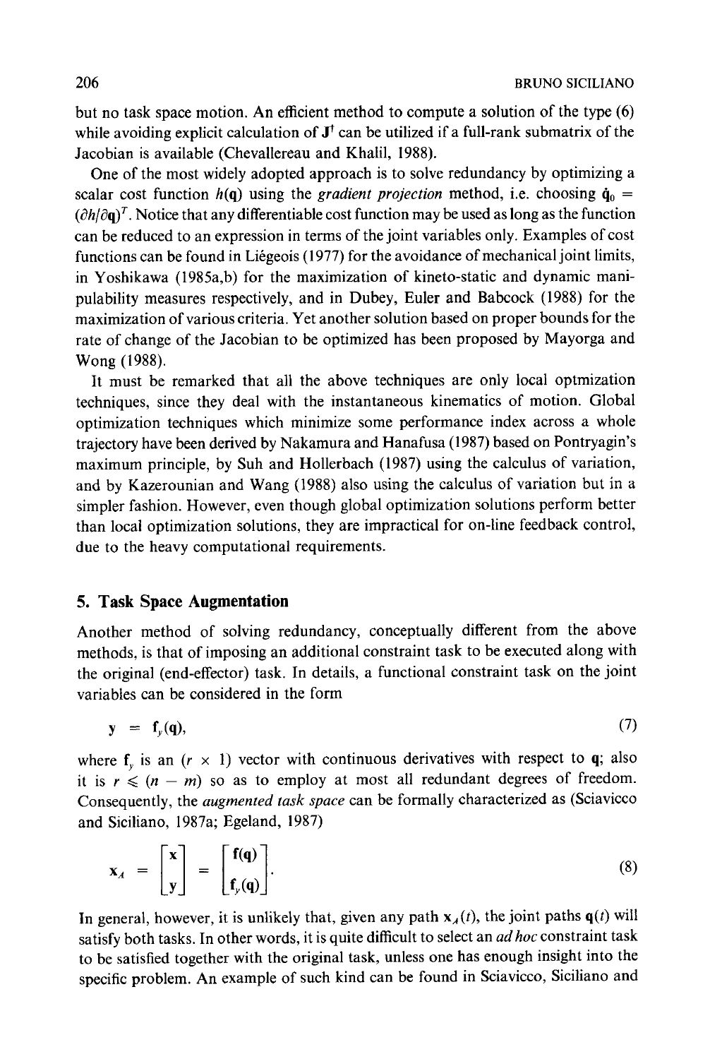but no task space motion. An efficient method to compute a solution of the type (6) while avoiding explicit calculation of $\mathbf{J}^\dagger$ can be utilized if a full-rank submatrix of the Jacobian is available (Chevallereau and Khalil, 1988).

One of the most widely adopted approach is to solve redundancy by optimizing a scalar cost function $h(\mathbf{q})$ using the *gradient projection* method, i.e. choosing $\dot{\mathbf{q}}_0 = (\partial h/\partial \mathbf{q})^T$. Notice that any differentiable cost function may be used as long as the function can be reduced to an expression in terms of the joint variables only. Examples of cost functions can be found in Liégeois (1977) for the avoidance of mechanical joint limits, in Yoshikawa (1985a,b) for the maximization of kineto-static and dynamic manipulability measures respectively, and in Dubey, Euler and Babcock (1988) for the maximization of various criteria. Yet another solution based on proper bounds for the rate of change of the Jacobian to be optimized has been proposed by Mayorga and Wong (1988).

It must be remarked that all the above techniques are only local optmization techniques, since they deal with the instantaneous kinematics of motion. Global optimization techniques which minimize some performance index across a whole trajectory have been derived by Nakamura and Hanafusa (1987) based on Pontryagin's maximum principle, by Suh and Hollerbach (1987) using the calculus of variation, and by Kazerounian and Wang (1988) also using the calculus of variation but in a simpler fashion. However, even though global optimization solutions perform better than local optimization solutions, they are impractical for on-line feedback control, due to the heavy computational requirements.

## 5. Task Space Augmentation

Another method of solving redundancy, conceptually different from the above methods, is that of imposing an additional constraint task to be executed along with the original (end-effector) task. In details, a functional constraint task on the joint variables can be considered in the form

$$\mathbf{y} = \mathbf{f}_y(\mathbf{q}), \tag{7}$$

where $\mathbf{f}_y$ is an $(r \times 1)$ vector with continuous derivatives with respect to $\mathbf{q}$; also it is $r \leqslant (n - m)$ so as to employ at most all redundant degrees of freedom. Consequently, the *augmented task space* can be formally characterized as (Sciavicco and Siciliano, 1987a; Egeland, 1987)

$$\mathbf{x}_A = \begin{bmatrix} \mathbf{x} \\ \mathbf{y} \end{bmatrix} = \begin{bmatrix} \mathbf{f}(\mathbf{q}) \\ \mathbf{f}_y(\mathbf{q}) \end{bmatrix}. \tag{8}$$

In general, however, it is unlikely that, given any path $\mathbf{x}_A(t)$, the joint paths $\mathbf{q}(t)$ will satisfy both tasks. In other words, it is quite difficult to select an *ad hoc* constraint task to be satisfied together with the original task, unless one has enough insight into the specific problem. An example of such kind can be found in Sciavicco, Siciliano and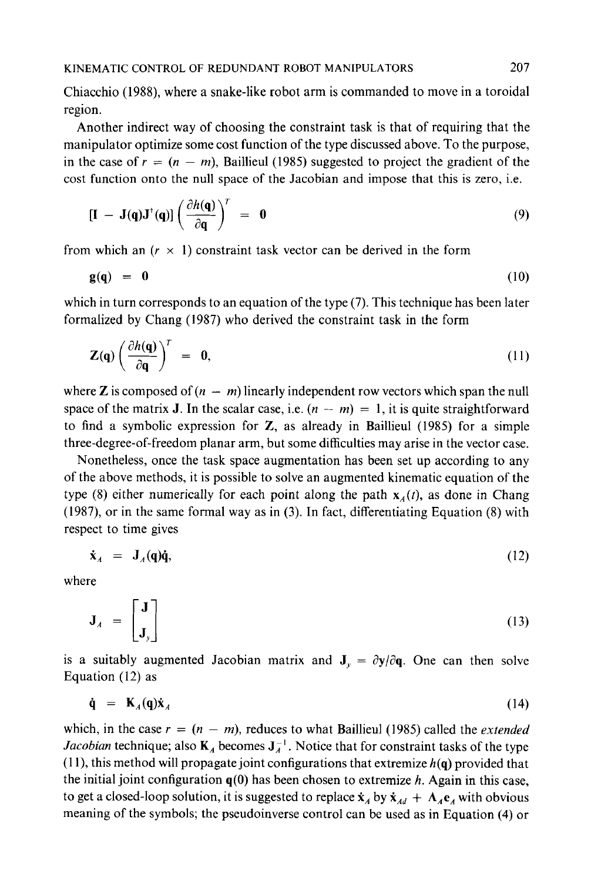Chiacchio (1988), where a snake-like robot arm is commanded to move in a toroidal region.

Another indirect way of choosing the constraint task is that of requiring that the manipulator optimize some cost function of the type discussed above. To the purpose, in the case of $r = (n - m)$, Baillieul (1985) suggested to project the gradient of the cost function onto the null space of the Jacobian and impose that this is zero, i.e.

$$[\mathbf{I} - \mathbf{J}(\mathbf{q})\mathbf{J}^{\dagger}(\mathbf{q})]\left(\frac{\partial h(\mathbf{q})}{\partial \mathbf{q}}\right)^{T} = \mathbf{0} \tag{9}$$

from which an $(r \times 1)$ constraint task vector can be derived in the form

$$\mathbf{g}(\mathbf{q}) = \mathbf{0} \tag{10}$$

which in turn corresponds to an equation of the type (7). This technique has been later formalized by Chang (1987) who derived the constraint task in the form

$$\mathbf{Z}(\mathbf{q})\left(\frac{\partial h(\mathbf{q})}{\partial \mathbf{q}}\right)^{T} = \mathbf{0}, \tag{11}$$

where $\mathbf{Z}$ is composed of $(n - m)$ linearly independent row vectors which span the null space of the matrix $\mathbf{J}$. In the scalar case, i.e. $(n - m) = 1$, it is quite straightforward to find a symbolic expression for $\mathbf{Z}$, as already in Baillieul (1985) for a simple three-degree-of-freedom planar arm, but some difficulties may arise in the vector case.

Nonetheless, once the task space augmentation has been set up according to any of the above methods, it is possible to solve an augmented kinematic equation of the type (8) either numerically for each point along the path $\mathbf{x}_A(t)$, as done in Chang (1987), or in the same formal way as in (3). In fact, differentiating Equation (8) with respect to time gives

$$\dot{\mathbf{x}}_A = \mathbf{J}_A(\mathbf{q})\dot{\mathbf{q}}, \tag{12}$$

where

$$\mathbf{J}_A = \begin{bmatrix} \mathbf{J} \\ \mathbf{J}_y \end{bmatrix} \tag{13}$$

is a suitably augmented Jacobian matrix and $\mathbf{J}_y = \partial \mathbf{y}/\partial \mathbf{q}$. One can then solve Equation (12) as

$$\dot{\mathbf{q}} = \mathbf{K}_A(\mathbf{q})\dot{\mathbf{x}}_A \tag{14}$$

which, in the case $r = (n - m)$, reduces to what Baillieul (1985) called the *extended Jacobian* technique; also $\mathbf{K}_A$ becomes $\mathbf{J}_A^{-1}$. Notice that for constraint tasks of the type (11), this method will propagate joint configurations that extremize $h(\mathbf{q})$ provided that the initial joint configuration $\mathbf{q}(0)$ has been chosen to extremize $h$. Again in this case, to get a closed-loop solution, it is suggested to replace $\dot{\mathbf{x}}_A$ by $\dot{\mathbf{x}}_{Ad} + \mathbf{\Lambda}_A\mathbf{e}_A$ with obvious meaning of the symbols; the pseudoinverse control can be used as in Equation (4) or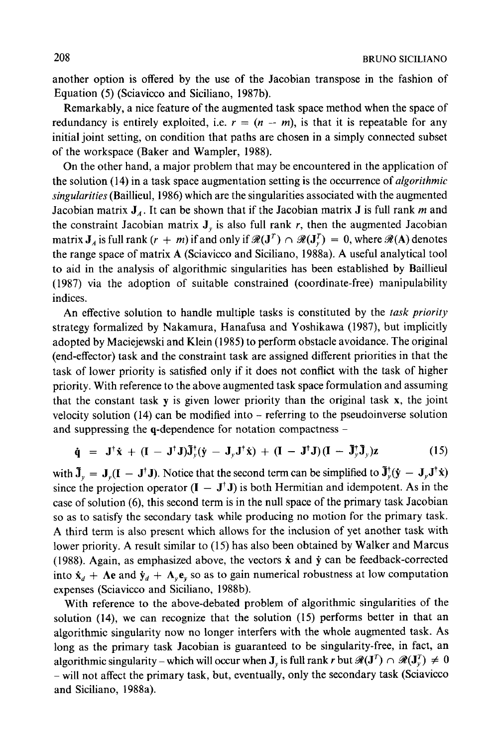another option is offered by the use of the Jacobian transpose in the fashion of Equation (5) (Sciavicco and Siciliano, 1987b).

Remarkably, a nice feature of the augmented task space method when the space of redundancy is entirely exploited, i.e. $r = (n - m)$, is that it is repeatable for any initial joint setting, on condition that paths are chosen in a simply connected subset of the workspace (Baker and Wampler, 1988).

On the other hand, a major problem that may be encountered in the application of the solution (14) in a task space augmentation setting is the occurrence of *algorithmic singularities* (Baillieul, 1986) which are the singularities associated with the augmented Jacobian matrix $\mathbf{J}_A$. It can be shown that if the Jacobian matrix $\mathbf{J}$ is full rank $m$ and the constraint Jacobian matrix $\mathbf{J}_y$ is also full rank $r$, then the augmented Jacobian matrix $\mathbf{J}_A$ is full rank $(r + m)$ if and only if $\mathscr{R}(\mathbf{J}^T) \cap \mathscr{R}(\mathbf{J}_y^T) = 0$, where $\mathscr{R}(\mathbf{A})$ denotes the range space of matrix $\mathbf{A}$ (Sciavicco and Siciliano, 1988a). A useful analytical tool to aid in the analysis of algorithmic singularities has been established by Baillieul (1987) via the adoption of suitable constrained (coordinate-free) manipulability indices.

An effective solution to handle multiple tasks is constituted by the *task priority* strategy formalized by Nakamura, Hanafusa and Yoshikawa (1987), but implicitly adopted by Maciejewski and Klein (1985) to perform obstacle avoidance. The original (end-effector) task and the constraint task are assigned different priorities in that the task of lower priority is satisfied only if it does not conflict with the task of higher priority. With reference to the above augmented task space formulation and assuming that the constant task $\mathbf{y}$ is given lower priority than the original task $\mathbf{x}$, the joint velocity solution (14) can be modified into – referring to the pseudoinverse solution and suppressing the $\mathbf{q}$-dependence for notation compactness –

$$\dot{\mathbf{q}} = \mathbf{J}^{\dagger}\dot{\mathbf{x}} + (\mathbf{I} - \mathbf{J}^{\dagger}\mathbf{J})\tilde{\mathbf{J}}_y^{\dagger}(\dot{\mathbf{y}} - \mathbf{J}_y\mathbf{J}^{\dagger}\dot{\mathbf{x}}) + (\mathbf{I} - \mathbf{J}^{\dagger}\mathbf{J})(\mathbf{I} - \tilde{\mathbf{J}}_y^{\dagger}\tilde{\mathbf{J}}_y)\mathbf{z} \tag{15}$$

with $\tilde{\mathbf{J}}_y = \mathbf{J}_y(\mathbf{I} - \mathbf{J}^{\dagger}\mathbf{J})$. Notice that the second term can be simplified to $\tilde{\mathbf{J}}_y^{\dagger}(\dot{\mathbf{y}} - \mathbf{J}_y\mathbf{J}^{\dagger}\dot{\mathbf{x}})$ since the projection operator $(\mathbf{I} - \mathbf{J}^{\dagger}\mathbf{J})$ is both Hermitian and idempotent. As in the case of solution (6), this second term is in the null space of the primary task Jacobian so as to satisfy the secondary task while producing no motion for the primary task. A third term is also present which allows for the inclusion of yet another task with lower priority. A result similar to (15) has also been obtained by Walker and Marcus (1988). Again, as emphasized above, the vectors $\dot{\mathbf{x}}$ and $\dot{\mathbf{y}}$ can be feedback-corrected into $\dot{\mathbf{x}}_d + \mathbf{\Lambda}\mathbf{e}$ and $\dot{\mathbf{y}}_d + \mathbf{\Lambda}_y\mathbf{e}_y$ so as to gain numerical robustness at low computation expenses (Sciavicco and Siciliano, 1988b).

With reference to the above-debated problem of algorithmic singularities of the solution (14), we can recognize that the solution (15) performs better in that an algorithmic singularity now no longer interfers with the whole augmented task. As long as the primary task Jacobian is guaranteed to be singularity-free, in fact, an algorithmic singularity – which will occur when $\mathbf{J}_y$ is full rank $r$ but $\mathscr{R}(\mathbf{J}^T) \cap \mathscr{R}(\mathbf{J}_y^T) \neq 0$ – will not affect the primary task, but, eventually, only the secondary task (Sciavicco and Siciliano, 1988a).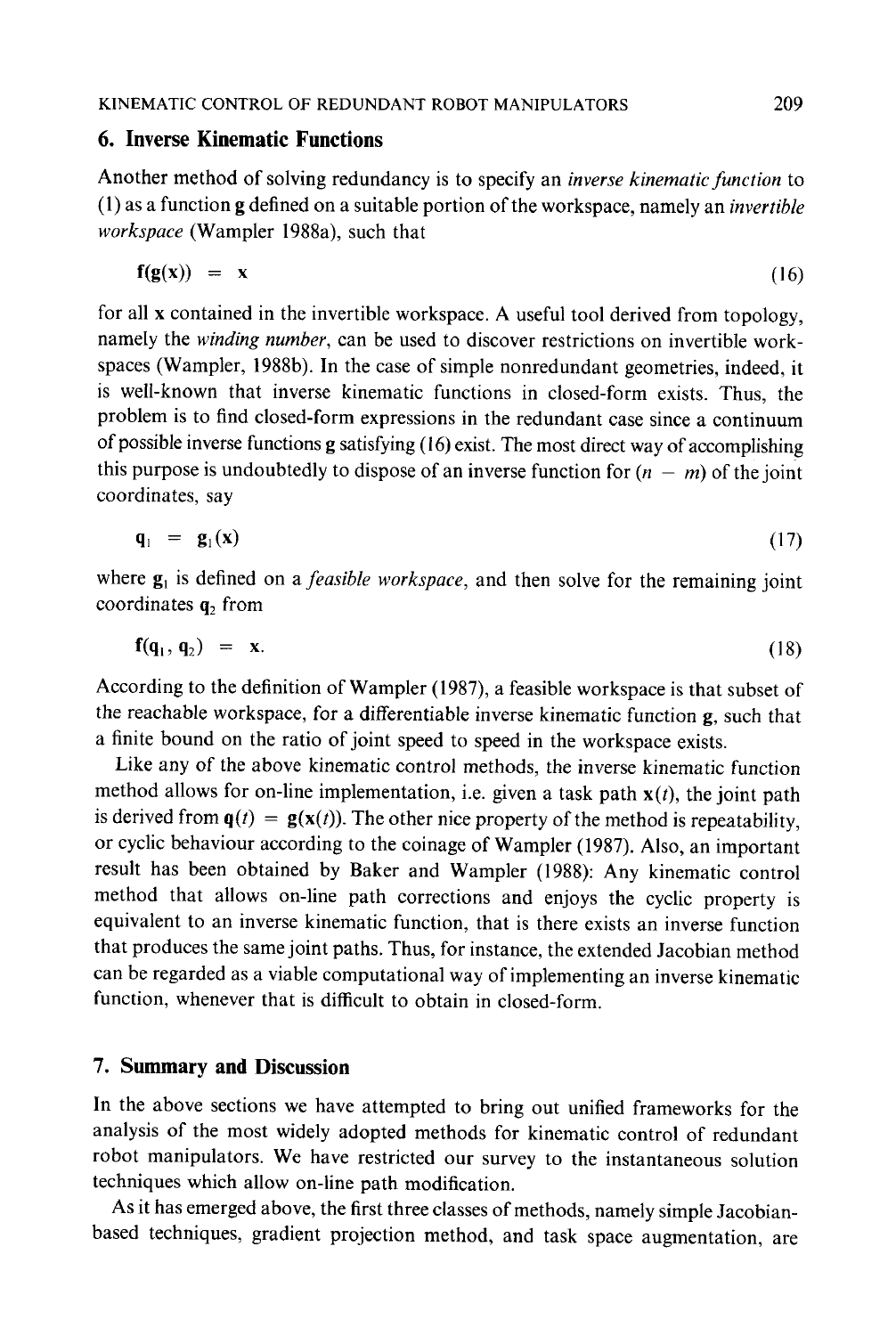## 6. Inverse Kinematic Functions

Another method of solving redundancy is to specify an *inverse kinematic function* to (1) as a function $\mathbf{g}$ defined on a suitable portion of the workspace, namely an *invertible workspace* (Wampler 1988a), such that

$$\mathbf{f}(\mathbf{g}(\mathbf{x})) = \mathbf{x} \tag{16}$$

for all $\mathbf{x}$ contained in the invertible workspace. A useful tool derived from topology, namely the *winding number*, can be used to discover restrictions on invertible workspaces (Wampler, 1988b). In the case of simple nonredundant geometries, indeed, it is well-known that inverse kinematic functions in closed-form exists. Thus, the problem is to find closed-form expressions in the redundant case since a continuum of possible inverse functions $\mathbf{g}$ satisfying (16) exist. The most direct way of accomplishing this purpose is undoubtedly to dispose of an inverse function for $(n - m)$ of the joint coordinates, say

$$\mathbf{q}_1 = \mathbf{g}_1(\mathbf{x}) \tag{17}$$

where $\mathbf{g}_1$ is defined on a *feasible workspace*, and then solve for the remaining joint coordinates $\mathbf{q}_2$ from

$$\mathbf{f}(\mathbf{q}_1, \mathbf{q}_2) = \mathbf{x}. \tag{18}$$

According to the definition of Wampler (1987), a feasible workspace is that subset of the reachable workspace, for a differentiable inverse kinematic function $\mathbf{g}$, such that a finite bound on the ratio of joint speed to speed in the workspace exists.

Like any of the above kinematic control methods, the inverse kinematic function method allows for on-line implementation, i.e. given a task path $\mathbf{x}(t)$, the joint path is derived from $\mathbf{q}(t) = \mathbf{g}(\mathbf{x}(t))$. The other nice property of the method is repeatability, or cyclic behaviour according to the coinage of Wampler (1987). Also, an important result has been obtained by Baker and Wampler (1988): Any kinematic control method that allows on-line path corrections and enjoys the cyclic property is equivalent to an inverse kinematic function, that is there exists an inverse function that produces the same joint paths. Thus, for instance, the extended Jacobian method can be regarded as a viable computational way of implementing an inverse kinematic function, whenever that is difficult to obtain in closed-form.

## 7. Summary and Discussion

In the above sections we have attempted to bring out unified frameworks for the analysis of the most widely adopted methods for kinematic control of redundant robot manipulators. We have restricted our survey to the instantaneous solution techniques which allow on-line path modification.

As it has emerged above, the first three classes of methods, namely simple Jacobian-based techniques, gradient projection method, and task space augmentation, are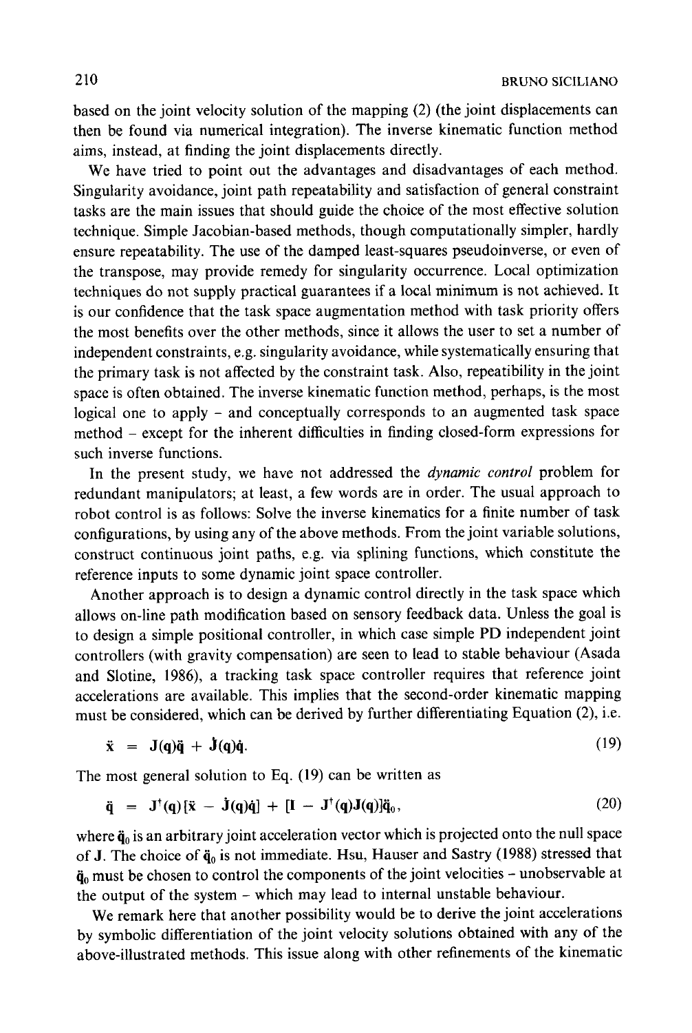based on the joint velocity solution of the mapping (2) (the joint displacements can then be found via numerical integration). The inverse kinematic function method aims, instead, at finding the joint displacements directly.

We have tried to point out the advantages and disadvantages of each method. Singularity avoidance, joint path repeatability and satisfaction of general constraint tasks are the main issues that should guide the choice of the most effective solution technique. Simple Jacobian-based methods, though computationally simpler, hardly ensure repeatability. The use of the damped least-squares pseudoinverse, or even of the transpose, may provide remedy for singularity occurrence. Local optimization techniques do not supply practical guarantees if a local minimum is not achieved. It is our confidence that the task space augmentation method with task priority offers the most benefits over the other methods, since it allows the user to set a number of independent constraints, e.g. singularity avoidance, while systematically ensuring that the primary task is not affected by the constraint task. Also, repeatibility in the joint space is often obtained. The inverse kinematic function method, perhaps, is the most logical one to apply – and conceptually corresponds to an augmented task space method – except for the inherent difficulties in finding closed-form expressions for such inverse functions.

In the present study, we have not addressed the *dynamic control* problem for redundant manipulators; at least, a few words are in order. The usual approach to robot control is as follows: Solve the inverse kinematics for a finite number of task configurations, by using any of the above methods. From the joint variable solutions, construct continuous joint paths, e.g. via splining functions, which constitute the reference inputs to some dynamic joint space controller.

Another approach is to design a dynamic control directly in the task space which allows on-line path modification based on sensory feedback data. Unless the goal is to design a simple positional controller, in which case simple PD independent joint controllers (with gravity compensation) are seen to lead to stable behaviour (Asada and Slotine, 1986), a tracking task space controller requires that reference joint accelerations are available. This implies that the second-order kinematic mapping must be considered, which can be derived by further differentiating Equation (2), i.e.

$$\ddot{\mathbf{x}} = \mathbf{J}(\mathbf{q})\ddot{\mathbf{q}} + \dot{\mathbf{J}}(\mathbf{q})\dot{\mathbf{q}}. \tag{19}$$

The most general solution to Eq. (19) can be written as

$$\ddot{\mathbf{q}} = \mathbf{J}^{\dagger}(\mathbf{q})[\ddot{\mathbf{x}} - \dot{\mathbf{J}}(\mathbf{q})\dot{\mathbf{q}}] + [\mathbf{I} - \mathbf{J}^{\dagger}(\mathbf{q})\mathbf{J}(\mathbf{q})]\ddot{\mathbf{q}}_0, \tag{20}$$

where $\ddot{\mathbf{q}}_0$ is an arbitrary joint acceleration vector which is projected onto the null space of $\mathbf{J}$. The choice of $\ddot{\mathbf{q}}_0$ is not immediate. Hsu, Hauser and Sastry (1988) stressed that $\ddot{\mathbf{q}}_0$ must be chosen to control the components of the joint velocities – unobservable at the output of the system – which may lead to internal unstable behaviour.

We remark here that another possibility would be to derive the joint accelerations by symbolic differentiation of the joint velocity solutions obtained with any of the above-illustrated methods. This issue along with other refinements of the kinematic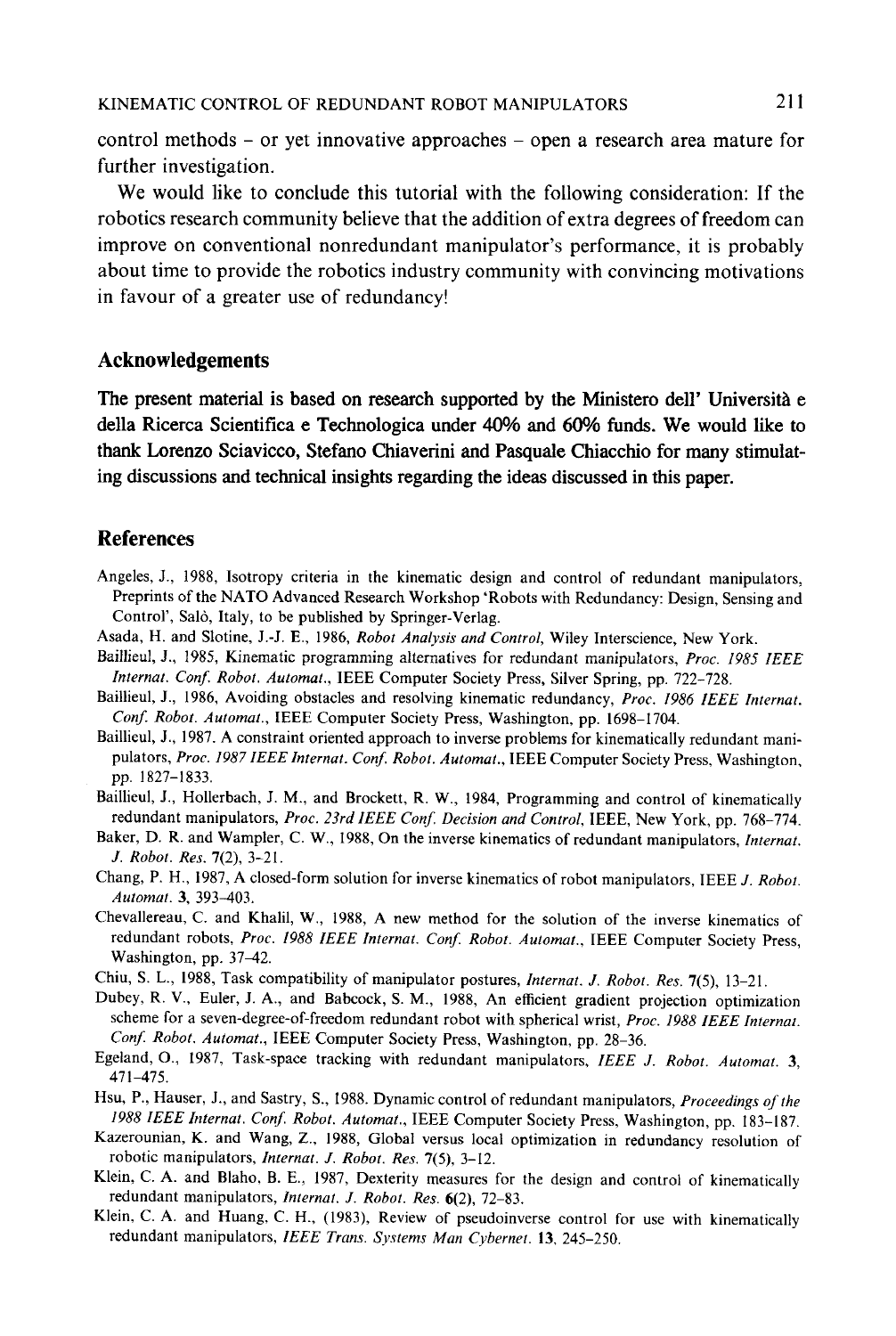control methods – or yet innovative approaches – open a research area mature for further investigation.

We would like to conclude this tutorial with the following consideration: If the robotics research community believe that the addition of extra degrees of freedom can improve on conventional nonredundant manipulator's performance, it is probably about time to provide the robotics industry community with convincing motivations in favour of a greater use of redundancy!

## Acknowledgements

**The present material is based on research supported by the Ministero dell' Università e della Ricerca Scientifica e Technologica under 40% and 60% funds. We would like to thank Lorenzo Sciavicco, Stefano Chiaverini and Pasquale Chiacchio for many stimulating discussions and technical insights regarding the ideas discussed in this paper.**

## References

Angeles, J., 1988, Isotropy criteria in the kinematic design and control of redundant manipulators, Preprints of the NATO Advanced Research Workshop 'Robots with Redundancy: Design, Sensing and Control', Salò, Italy, to be published by Springer-Verlag.

Asada, H. and Slotine, J.-J. E., 1986, *Robot Analysis and Control*, Wiley Interscience, New York.

Baillieul, J., 1985, Kinematic programming alternatives for redundant manipulators, *Proc. 1985 IEEE Internat. Conf. Robot. Automat.*, IEEE Computer Society Press, Silver Spring, pp. 722–728.

Baillieul, J., 1986, Avoiding obstacles and resolving kinematic redundancy, *Proc. 1986 IEEE Internat. Conf. Robot. Automat.*, IEEE Computer Society Press, Washington, pp. 1698–1704.

Baillieul, J., 1987. A constraint oriented approach to inverse problems for kinematically redundant manipulators, *Proc. 1987 IEEE Internat. Conf. Robot. Automat.*, IEEE Computer Society Press, Washington, pp. 1827–1833.

Baillieul, J., Hollerbach, J. M., and Brockett, R. W., 1984, Programming and control of kinematically redundant manipulators, *Proc. 23rd IEEE Conf. Decision and Control*, IEEE, New York, pp. 768–774.

Baker, D. R. and Wampler, C. W., 1988, On the inverse kinematics of redundant manipulators, *Internat. J. Robot. Res.* **7**(2), 3–21.

Chang, P. H., 1987, A closed-form solution for inverse kinematics of robot manipulators, IEEE *J. Robot. Automat.* **3**, 393–403.

Chevallereau, C. and Khalil, W., 1988, A new method for the solution of the inverse kinematics of redundant robots, *Proc. 1988 IEEE Internat. Conf. Robot. Automat.*, IEEE Computer Society Press, Washington, pp. 37–42.

Chiu, S. L., 1988, Task compatibility of manipulator postures, *Internat. J. Robot. Res.* **7**(5), 13–21.

Dubey, R. V., Euler, J. A., and Babcock, S. M., 1988, An efficient gradient projection optimization scheme for a seven-degree-of-freedom redundant robot with spherical wrist, *Proc. 1988 IEEE Internat. Conf. Robot. Automat.*, IEEE Computer Society Press, Washington, pp. 28–36.

Egeland, O., 1987, Task-space tracking with redundant manipulators, *IEEE J. Robot. Automat.* **3**, 471–475.

Hsu, P., Hauser, J., and Sastry, S., 1988. Dynamic control of redundant manipulators, *Proceedings of the 1988 IEEE Internat. Conf. Robot. Automat.*, IEEE Computer Society Press, Washington, pp. 183–187.

Kazerounian, K. and Wang, Z., 1988, Global versus local optimization in redundancy resolution of robotic manipulators, *Internat. J. Robot. Res.* **7**(5), 3–12.

Klein, C. A. and Blaho, B. E., 1987, Dexterity measures for the design and control of kinematically redundant manipulators, *Internat. J. Robot. Res.* **6**(2), 72–83.

Klein, C. A. and Huang, C. H., (1983), Review of pseudoinverse control for use with kinematically redundant manipulators, *IEEE Trans. Systems Man Cybernet.* **13**, 245–250.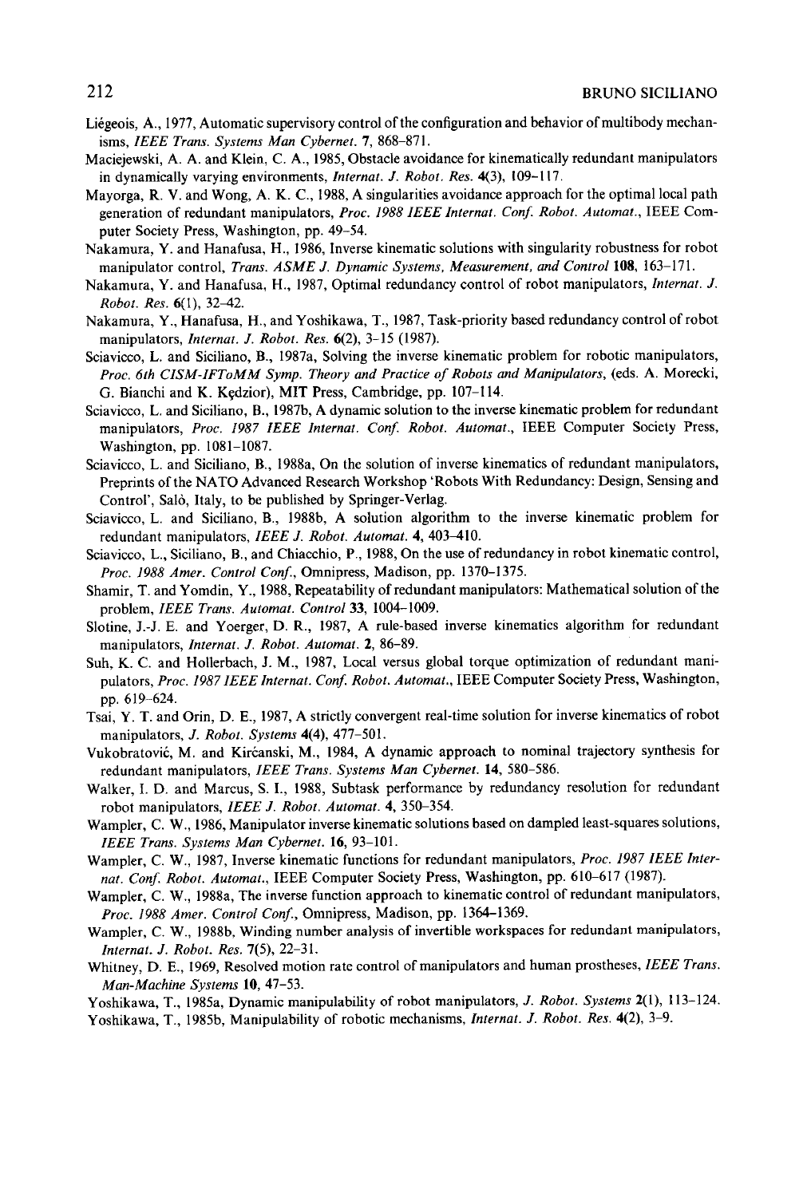Liégeois, A., 1977, Automatic supervisory control of the configuration and behavior of multibody mechanisms, *IEEE Trans. Systems Man Cybernet.* **7**, 868–871.

Maciejewski, A. A. and Klein, C. A., 1985, Obstacle avoidance for kinematically redundant manipulators in dynamically varying environments, *Internat. J. Robot. Res.* **4**(3), 109–117.

Mayorga, R. V. and Wong, A. K. C., 1988, A singularities avoidance approach for the optimal local path generation of redundant manipulators, *Proc. 1988 IEEE Internat. Conf. Robot. Automat.*, IEEE Computer Society Press, Washington, pp. 49–54.

Nakamura, Y. and Hanafusa, H., 1986, Inverse kinematic solutions with singularity robustness for robot manipulator control, *Trans. ASME J. Dynamic Systems, Measurement, and Control* **108**, 163–171.

Nakamura, Y. and Hanafusa, H., 1987, Optimal redundancy control of robot manipulators, *Internat. J. Robot. Res.* **6**(1), 32–42.

Nakamura, Y., Hanafusa, H., and Yoshikawa, T., 1987, Task-priority based redundancy control of robot manipulators, *Internat. J. Robot. Res.* **6**(2), 3–15 (1987).

Sciavicco, L. and Siciliano, B., 1987a, Solving the inverse kinematic problem for robotic manipulators, *Proc. 6th CISM-IFToMM Symp. Theory and Practice of Robots and Manipulators*, (eds. A. Morecki, G. Bianchi and K. Kędzior), MIT Press, Cambridge, pp. 107–114.

Sciavicco, L. and Siciliano, B., 1987b, A dynamic solution to the inverse kinematic problem for redundant manipulators, *Proc. 1987 IEEE Internat. Conf. Robot. Automat.*, IEEE Computer Society Press, Washington, pp. 1081–1087.

Sciavicco, L. and Siciliano, B., 1988a, On the solution of inverse kinematics of redundant manipulators, Preprints of the NATO Advanced Research Workshop 'Robots With Redundancy: Design, Sensing and Control', Salò, Italy, to be published by Springer-Verlag.

Sciavicco, L. and Siciliano, B., 1988b, A solution algorithm to the inverse kinematic problem for redundant manipulators, *IEEE J. Robot. Automat.* **4**, 403–410.

Sciavicco, L., Siciliano, B., and Chiacchio, P., 1988, On the use of redundancy in robot kinematic control, *Proc. 1988 Amer. Control Conf.*, Omnipress, Madison, pp. 1370–1375.

Shamir, T. and Yomdin, Y., 1988, Repeatability of redundant manipulators: Mathematical solution of the problem, *IEEE Trans. Automat. Control* **33**, 1004–1009.

Slotine, J.-J. E. and Yoerger, D. R., 1987, A rule-based inverse kinematics algorithm for redundant manipulators, *Internat. J. Robot. Automat.* **2**, 86–89.

Suh, K. C. and Hollerbach, J. M., 1987, Local versus global torque optimization of redundant manipulators, *Proc. 1987 IEEE Internat. Conf. Robot. Automat.*, IEEE Computer Society Press, Washington, pp. 619–624.

Tsai, Y. T. and Orin, D. E., 1987, A strictly convergent real-time solution for inverse kinematics of robot manipulators, *J. Robot. Systems* **4**(4), 477–501.

Vukobratović, M. and Kirćanski, M., 1984, A dynamic approach to nominal trajectory synthesis for redundant manipulators, *IEEE Trans. Systems Man Cybernet.* **14**, 580–586.

Walker, I. D. and Marcus, S. I., 1988, Subtask performance by redundancy resolution for redundant robot manipulators, *IEEE J. Robot. Automat.* **4**, 350–354.

Wampler, C. W., 1986, Manipulator inverse kinematic solutions based on dampled least-squares solutions, *IEEE Trans. Systems Man Cybernet.* **16**, 93–101.

Wampler, C. W., 1987, Inverse kinematic functions for redundant manipulators, *Proc. 1987 IEEE Internat. Conf. Robot. Automat.*, IEEE Computer Society Press, Washington, pp. 610–617 (1987).

Wampler, C. W., 1988a, The inverse function approach to kinematic control of redundant manipulators, *Proc. 1988 Amer. Control Conf.*, Omnipress, Madison, pp. 1364–1369.

Wampler, C. W., 1988b, Winding number analysis of invertible workspaces for redundant manipulators, *Internat. J. Robot. Res.* **7**(5), 22–31.

Whitney, D. E., 1969, Resolved motion rate control of manipulators and human prostheses, *IEEE Trans. Man-Machine Systems* **10**, 47–53.

Yoshikawa, T., 1985a, Dynamic manipulability of robot manipulators, *J. Robot. Systems* **2**(1), 113–124.

Yoshikawa, T., 1985b, Manipulability of robotic mechanisms, *Internat. J. Robot. Res.* **4**(2), 3–9.